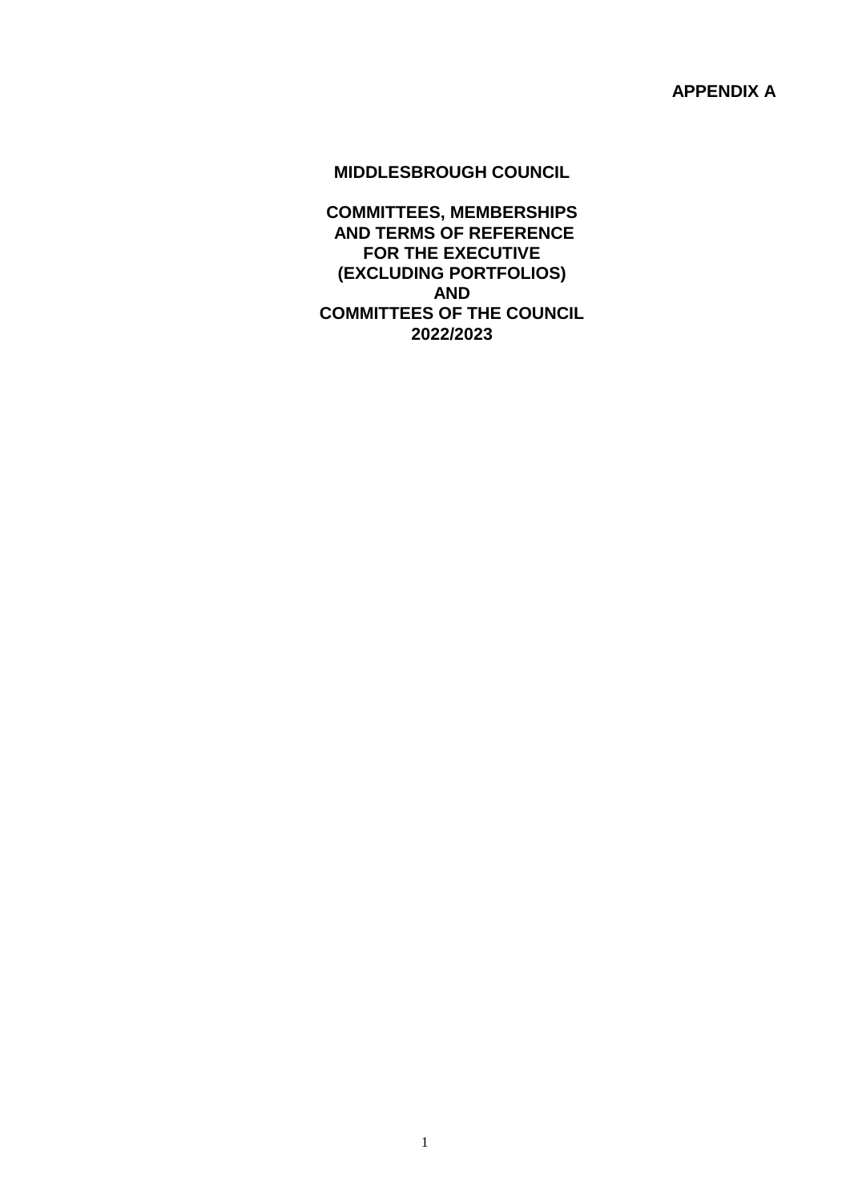**APPENDIX A**

# MIDDLESBROUGH COUNCIL

## COMMITTEES, MEMBERSHIPS AND TERMS OF REFERENCE FOR THE EXECUTIVE (EXCLUDING PORTFOLIOS) AND COMMITTEES OF THE COUNCIL 2022/2023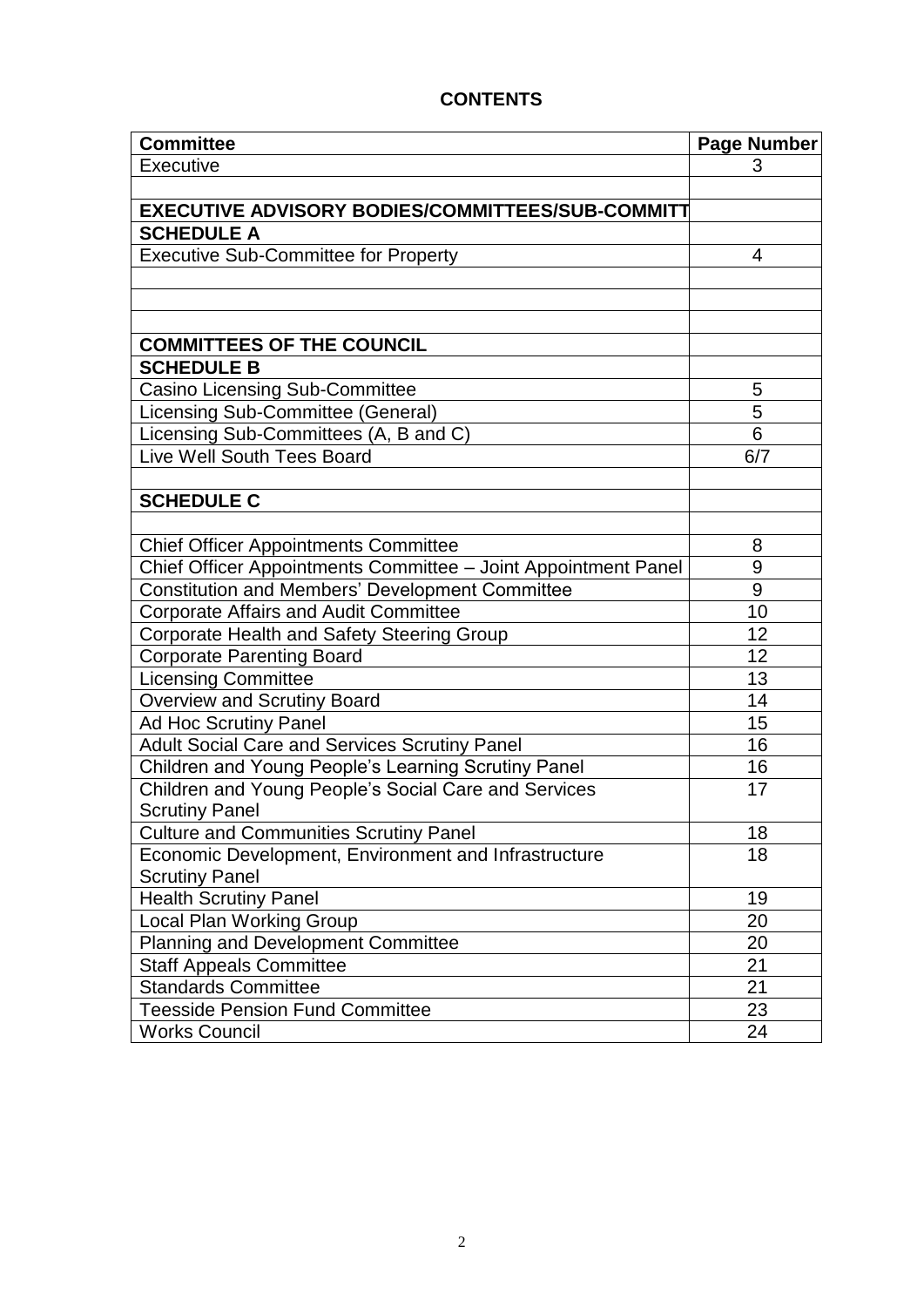# CONTENTS

| Committee | Page Number |
|---|---|
| Executive | 3 |
| | |
| **EXECUTIVE ADVISORY BODIES/COMMITTEES/SUB-COMMITT** | |
| **SCHEDULE A** | |
| Executive Sub-Committee for Property | 4 |
| | |
| | |
| | |
| **COMMITTEES OF THE COUNCIL** | |
| **SCHEDULE B** | |
| Casino Licensing Sub-Committee | 5 |
| Licensing Sub-Committee (General) | 5 |
| Licensing Sub-Committees (A, B and C) | 6 |
| Live Well South Tees Board | 6/7 |
| | |
| **SCHEDULE C** | |
| | |
| Chief Officer Appointments Committee | 8 |
| Chief Officer Appointments Committee – Joint Appointment Panel | 9 |
| Constitution and Members' Development Committee | 9 |
| Corporate Affairs and Audit Committee | 10 |
| Corporate Health and Safety Steering Group | 12 |
| Corporate Parenting Board | 12 |
| Licensing Committee | 13 |
| Overview and Scrutiny Board | 14 |
| Ad Hoc Scrutiny Panel | 15 |
| Adult Social Care and Services Scrutiny Panel | 16 |
| Children and Young People's Learning Scrutiny Panel | 16 |
| Children and Young People's Social Care and Services Scrutiny Panel | 17 |
| Culture and Communities Scrutiny Panel | 18 |
| Economic Development, Environment and Infrastructure Scrutiny Panel | 18 |
| Health Scrutiny Panel | 19 |
| Local Plan Working Group | 20 |
| Planning and Development Committee | 20 |
| Staff Appeals Committee | 21 |
| Standards Committee | 21 |
| Teesside Pension Fund Committee | 23 |
| Works Council | 24 |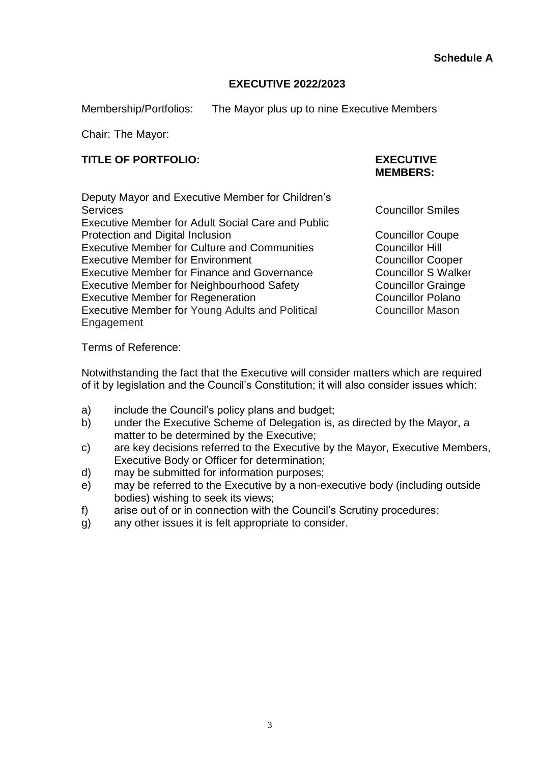**Schedule A**

## EXECUTIVE 2022/2023

Membership/Portfolios: The Mayor plus up to nine Executive Members

Chair: The Mayor:

| **TITLE OF PORTFOLIO:** | **EXECUTIVE MEMBERS:** |
|---|---|
| Deputy Mayor and Executive Member for Children's Services | Councillor Smiles |
| Executive Member for Adult Social Care and Public Protection and Digital Inclusion | Councillor Coupe |
| Executive Member for Culture and Communities | Councillor Hill |
| Executive Member for Environment | Councillor Cooper |
| Executive Member for Finance and Governance | Councillor S Walker |
| Executive Member for Neighbourhood Safety | Councillor Grainge |
| Executive Member for Regeneration | Councillor Polano |
| Executive Member for Young Adults and Political Engagement | Councillor Mason |

Terms of Reference:

Notwithstanding the fact that the Executive will consider matters which are required of it by legislation and the Council's Constitution; it will also consider issues which:

a) include the Council's policy plans and budget;
b) under the Executive Scheme of Delegation is, as directed by the Mayor, a matter to be determined by the Executive;
c) are key decisions referred to the Executive by the Mayor, Executive Members, Executive Body or Officer for determination;
d) may be submitted for information purposes;
e) may be referred to the Executive by a non-executive body (including outside bodies) wishing to seek its views;
f) arise out of or in connection with the Council's Scrutiny procedures;
g) any other issues it is felt appropriate to consider.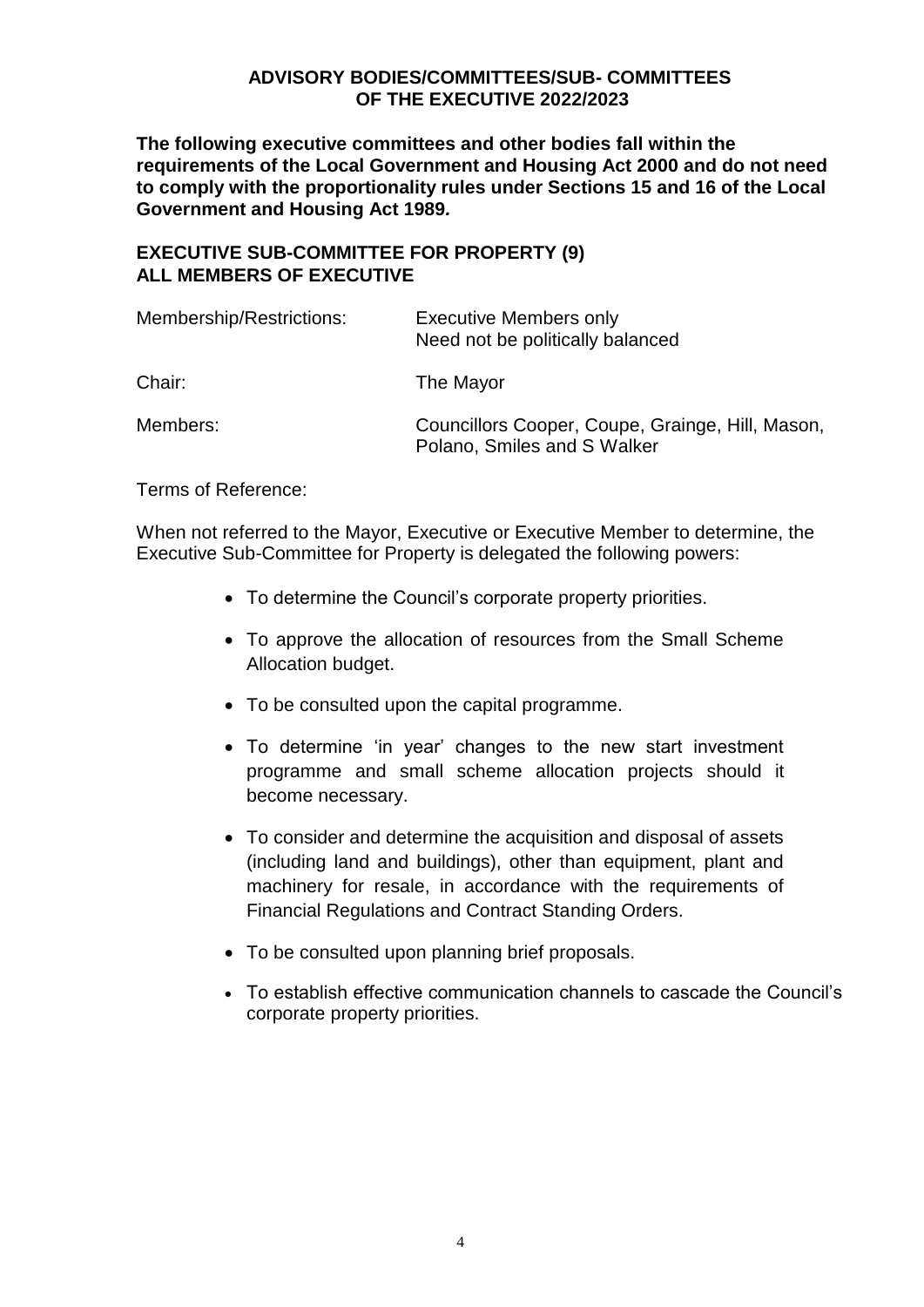## ADVISORY BODIES/COMMITTEES/SUB- COMMITTEES OF THE EXECUTIVE 2022/2023

**The following executive committees and other bodies fall within the requirements of the Local Government and Housing Act 2000 and do not need to comply with the proportionality rules under Sections 15 and 16 of the Local Government and Housing Act 1989.**

### EXECUTIVE SUB-COMMITTEE FOR PROPERTY (9)
### ALL MEMBERS OF EXECUTIVE

| | |
|---|---|
| Membership/Restrictions: | Executive Members only<br>Need not be politically balanced |
| Chair: | The Mayor |
| Members: | Councillors Cooper, Coupe, Grainge, Hill, Mason, Polano, Smiles and S Walker |

Terms of Reference:

When not referred to the Mayor, Executive or Executive Member to determine, the Executive Sub-Committee for Property is delegated the following powers:

- To determine the Council's corporate property priorities.
- To approve the allocation of resources from the Small Scheme Allocation budget.
- To be consulted upon the capital programme.
- To determine 'in year' changes to the new start investment programme and small scheme allocation projects should it become necessary.
- To consider and determine the acquisition and disposal of assets (including land and buildings), other than equipment, plant and machinery for resale, in accordance with the requirements of Financial Regulations and Contract Standing Orders.
- To be consulted upon planning brief proposals.
- To establish effective communication channels to cascade the Council's corporate property priorities.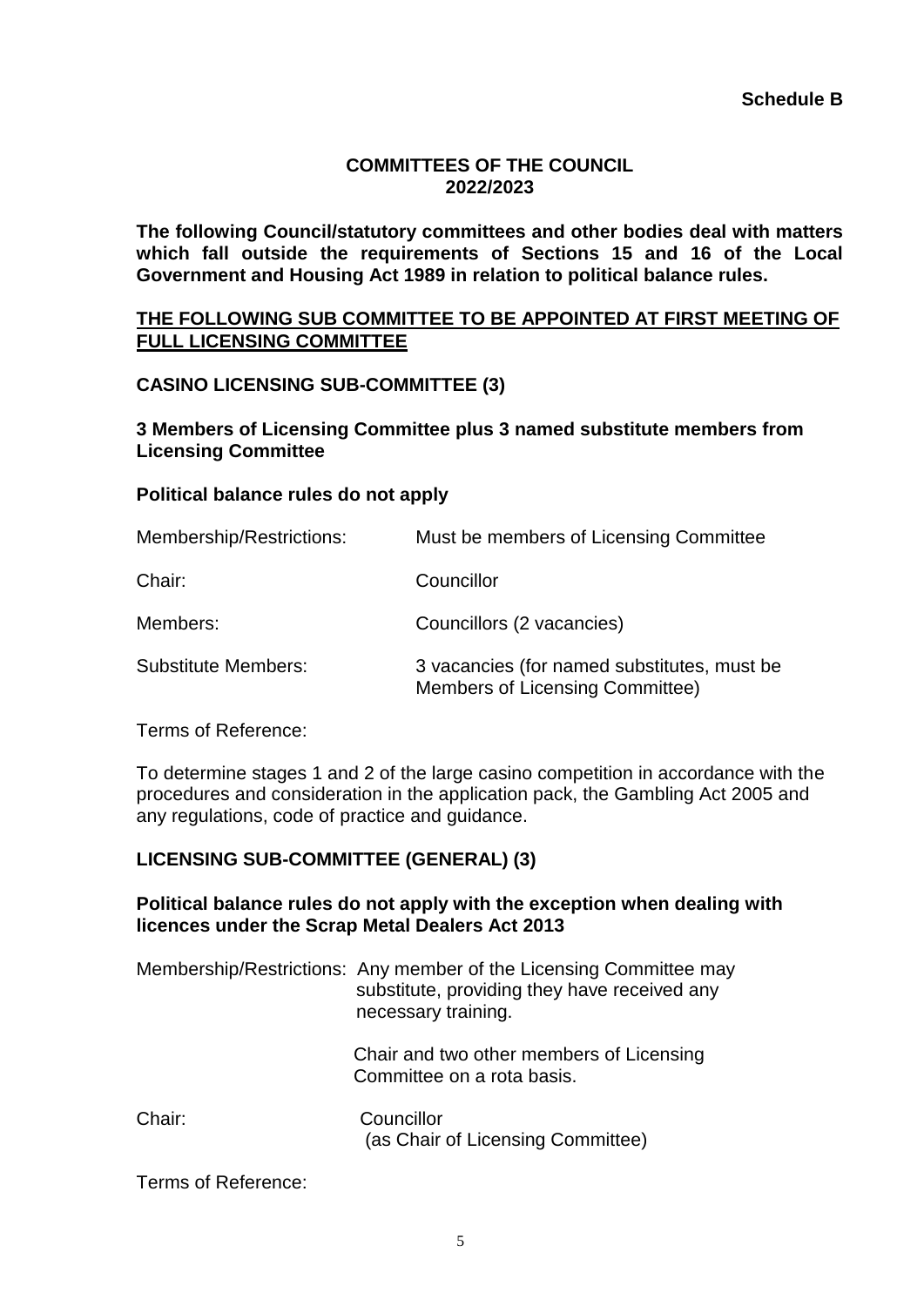**Schedule B**

# COMMITTEES OF THE COUNCIL
# 2022/2023

**The following Council/statutory committees and other bodies deal with matters which fall outside the requirements of Sections 15 and 16 of the Local Government and Housing Act 1989 in relation to political balance rules.**

## THE FOLLOWING SUB COMMITTEE TO BE APPOINTED AT FIRST MEETING OF FULL LICENSING COMMITTEE

### CASINO LICENSING SUB-COMMITTEE (3)

**3 Members of Licensing Committee plus 3 named substitute members from Licensing Committee**

**Political balance rules do not apply**

| | |
|---|---|
| Membership/Restrictions: | Must be members of Licensing Committee |
| Chair: | Councillor |
| Members: | Councillors (2 vacancies) |
| Substitute Members: | 3 vacancies (for named substitutes, must be Members of Licensing Committee) |

Terms of Reference:

To determine stages 1 and 2 of the large casino competition in accordance with the procedures and consideration in the application pack, the Gambling Act 2005 and any regulations, code of practice and guidance.

### LICENSING SUB-COMMITTEE (GENERAL) (3)

**Political balance rules do not apply with the exception when dealing with licences under the Scrap Metal Dealers Act 2013**

| | |
|---|---|
| Membership/Restrictions: | Any member of the Licensing Committee may substitute, providing they have received any necessary training. |
| | Chair and two other members of Licensing Committee on a rota basis. |
| Chair: | Councillor (as Chair of Licensing Committee) |

Terms of Reference: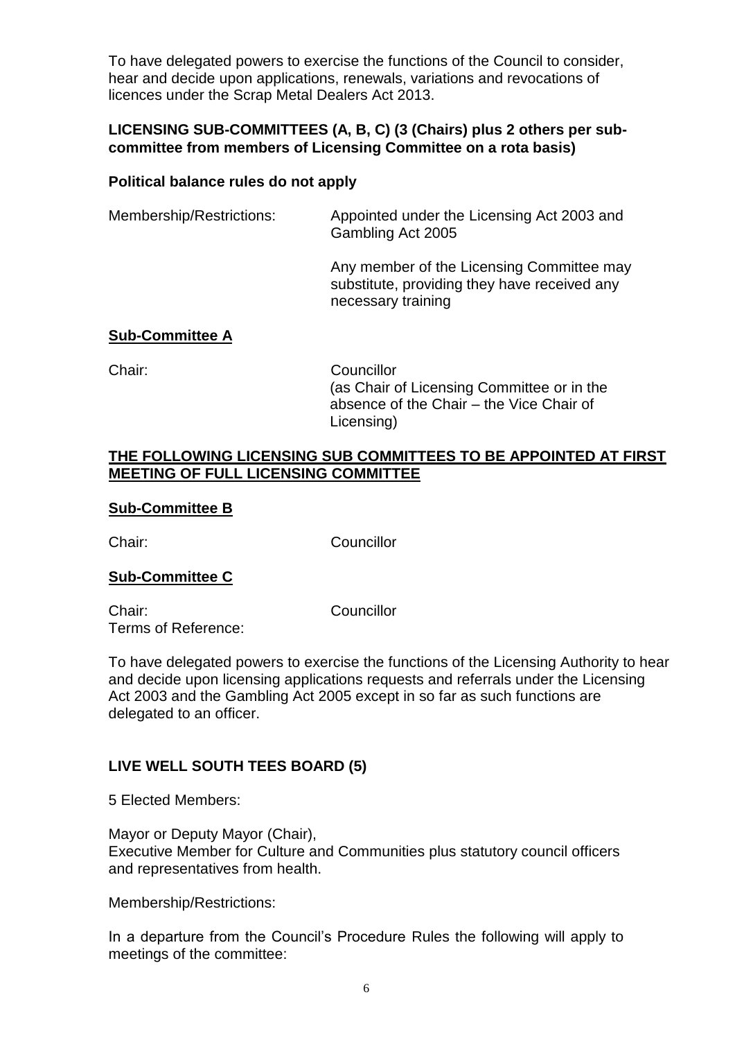To have delegated powers to exercise the functions of the Council to consider, hear and decide upon applications, renewals, variations and revocations of licences under the Scrap Metal Dealers Act 2013.

**LICENSING SUB-COMMITTEES (A, B, C) (3 (Chairs) plus 2 others per sub-committee from members of Licensing Committee on a rota basis)**

**Political balance rules do not apply**

Membership/Restrictions: Appointed under the Licensing Act 2003 and Gambling Act 2005

Any member of the Licensing Committee may substitute, providing they have received any necessary training

**Sub-Committee A**

Chair: Councillor
(as Chair of Licensing Committee or in the absence of the Chair – the Vice Chair of Licensing)

**THE FOLLOWING LICENSING SUB COMMITTEES TO BE APPOINTED AT FIRST MEETING OF FULL LICENSING COMMITTEE**

**Sub-Committee B**

Chair: Councillor

**Sub-Committee C**

Chair: Councillor

Terms of Reference:

To have delegated powers to exercise the functions of the Licensing Authority to hear and decide upon licensing applications requests and referrals under the Licensing Act 2003 and the Gambling Act 2005 except in so far as such functions are delegated to an officer.

**LIVE WELL SOUTH TEES BOARD (5)**

5 Elected Members:

Mayor or Deputy Mayor (Chair),
Executive Member for Culture and Communities plus statutory council officers and representatives from health.

Membership/Restrictions:

In a departure from the Council's Procedure Rules the following will apply to meetings of the committee: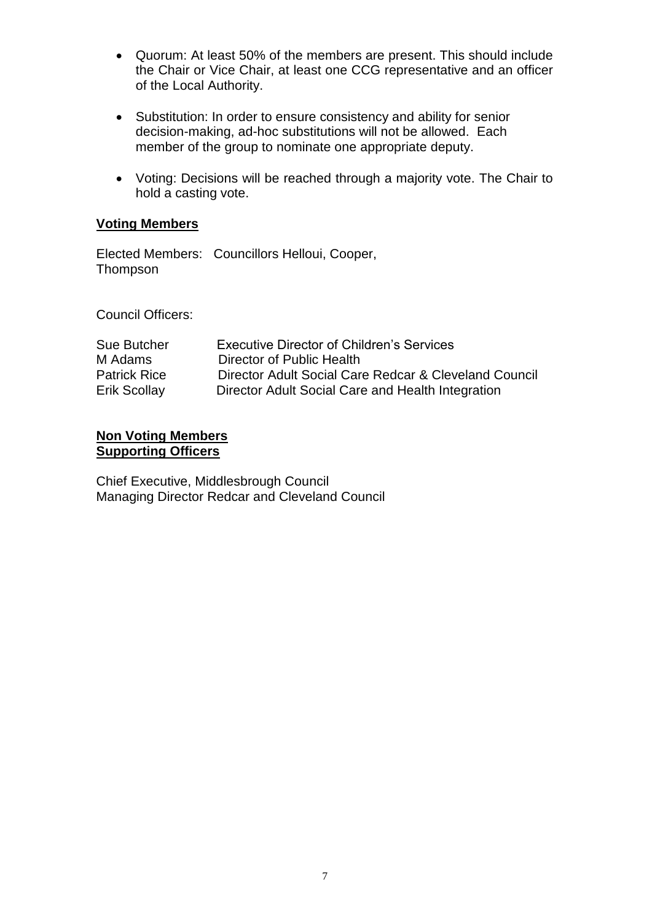- Quorum: At least 50% of the members are present. This should include the Chair or Vice Chair, at least one CCG representative and an officer of the Local Authority.

- Substitution: In order to ensure consistency and ability for senior decision-making, ad-hoc substitutions will not be allowed. Each member of the group to nominate one appropriate deputy.

- Voting: Decisions will be reached through a majority vote. The Chair to hold a casting vote.

**Voting Members**

Elected Members: Councillors Helloui, Cooper, Thompson

Council Officers:

| | |
|---|---|
| Sue Butcher | Executive Director of Children's Services |
| M Adams | Director of Public Health |
| Patrick Rice | Director Adult Social Care Redcar & Cleveland Council |
| Erik Scollay | Director Adult Social Care and Health Integration |

**Non Voting Members**
**Supporting Officers**

Chief Executive, Middlesbrough Council
Managing Director Redcar and Cleveland Council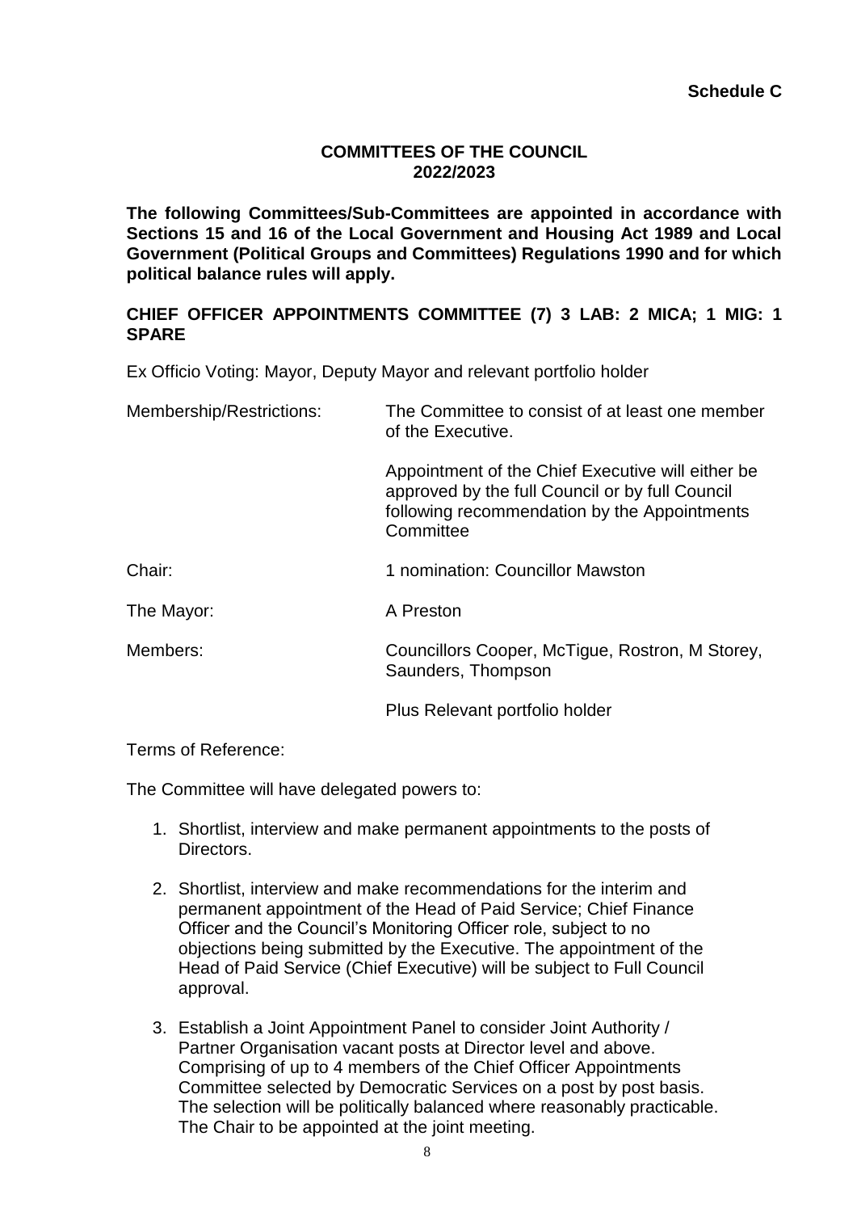**Schedule C**

## COMMITTEES OF THE COUNCIL 2022/2023

**The following Committees/Sub-Committees are appointed in accordance with Sections 15 and 16 of the Local Government and Housing Act 1989 and Local Government (Political Groups and Committees) Regulations 1990 and for which political balance rules will apply.**

### CHIEF OFFICER APPOINTMENTS COMMITTEE (7) 3 LAB: 2 MICA; 1 MIG: 1 SPARE

Ex Officio Voting: Mayor, Deputy Mayor and relevant portfolio holder

| | |
|---|---|
| Membership/Restrictions: | The Committee to consist of at least one member of the Executive.<br><br>Appointment of the Chief Executive will either be approved by the full Council or by full Council following recommendation by the Appointments Committee |
| Chair: | 1 nomination: Councillor Mawston |
| The Mayor: | A Preston |
| Members: | Councillors Cooper, McTigue, Rostron, M Storey, Saunders, Thompson<br><br>Plus Relevant portfolio holder |

Terms of Reference:

The Committee will have delegated powers to:

1. Shortlist, interview and make permanent appointments to the posts of Directors.
2. Shortlist, interview and make recommendations for the interim and permanent appointment of the Head of Paid Service; Chief Finance Officer and the Council's Monitoring Officer role, subject to no objections being submitted by the Executive. The appointment of the Head of Paid Service (Chief Executive) will be subject to Full Council approval.
3. Establish a Joint Appointment Panel to consider Joint Authority / Partner Organisation vacant posts at Director level and above. Comprising of up to 4 members of the Chief Officer Appointments Committee selected by Democratic Services on a post by post basis. The selection will be politically balanced where reasonably practicable. The Chair to be appointed at the joint meeting.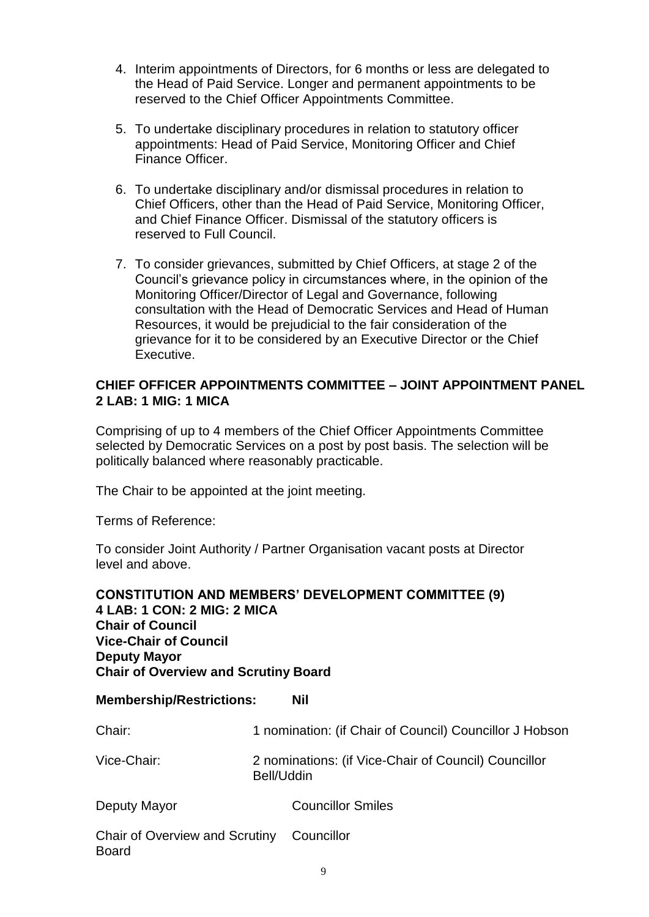4. Interim appointments of Directors, for 6 months or less are delegated to the Head of Paid Service. Longer and permanent appointments to be reserved to the Chief Officer Appointments Committee.

5. To undertake disciplinary procedures in relation to statutory officer appointments: Head of Paid Service, Monitoring Officer and Chief Finance Officer.

6. To undertake disciplinary and/or dismissal procedures in relation to Chief Officers, other than the Head of Paid Service, Monitoring Officer, and Chief Finance Officer. Dismissal of the statutory officers is reserved to Full Council.

7. To consider grievances, submitted by Chief Officers, at stage 2 of the Council's grievance policy in circumstances where, in the opinion of the Monitoring Officer/Director of Legal and Governance, following consultation with the Head of Democratic Services and Head of Human Resources, it would be prejudicial to the fair consideration of the grievance for it to be considered by an Executive Director or the Chief Executive.

**CHIEF OFFICER APPOINTMENTS COMMITTEE – JOINT APPOINTMENT PANEL**
**2 LAB: 1 MIG: 1 MICA**

Comprising of up to 4 members of the Chief Officer Appointments Committee selected by Democratic Services on a post by post basis. The selection will be politically balanced where reasonably practicable.

The Chair to be appointed at the joint meeting.

Terms of Reference:

To consider Joint Authority / Partner Organisation vacant posts at Director level and above.

**CONSTITUTION AND MEMBERS' DEVELOPMENT COMMITTEE (9)**
**4 LAB: 1 CON: 2 MIG: 2 MICA**
**Chair of Council**
**Vice-Chair of Council**
**Deputy Mayor**
**Chair of Overview and Scrutiny Board**

**Membership/Restrictions:** **Nil**

| | |
|---|---|
| Chair: | 1 nomination: (if Chair of Council) Councillor J Hobson |
| Vice-Chair: | 2 nominations: (if Vice-Chair of Council) Councillor Bell/Uddin |
| Deputy Mayor | Councillor Smiles |
| Chair of Overview and Scrutiny Board | Councillor |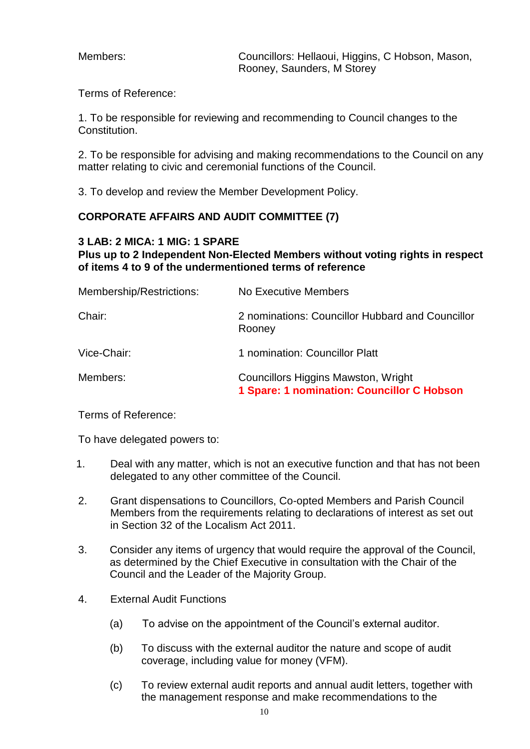| | |
|---|---|
| Members: | Councillors: Hellaoui, Higgins, C Hobson, Mason, Rooney, Saunders, M Storey |

Terms of Reference:

1. To be responsible for reviewing and recommending to Council changes to the Constitution.

2. To be responsible for advising and making recommendations to the Council on any matter relating to civic and ceremonial functions of the Council.

3. To develop and review the Member Development Policy.

**CORPORATE AFFAIRS AND AUDIT COMMITTEE (7)**

**3 LAB: 2 MICA: 1 MIG: 1 SPARE**
**Plus up to 2 Independent Non-Elected Members without voting rights in respect of items 4 to 9 of the undermentioned terms of reference**

| | |
|---|---|
| Membership/Restrictions: | No Executive Members |
| Chair: | 2 nominations: Councillor Hubbard and Councillor Rooney |
| Vice-Chair: | 1 nomination: Councillor Platt |
| Members: | Councillors Higgins Mawston, Wright<br>**1 Spare: 1 nomination: Councillor C Hobson** |

Terms of Reference:

To have delegated powers to:

1. Deal with any matter, which is not an executive function and that has not been delegated to any other committee of the Council.

2. Grant dispensations to Councillors, Co-opted Members and Parish Council Members from the requirements relating to declarations of interest as set out in Section 32 of the Localism Act 2011.

3. Consider any items of urgency that would require the approval of the Council, as determined by the Chief Executive in consultation with the Chair of the Council and the Leader of the Majority Group.

4. External Audit Functions

   (a) To advise on the appointment of the Council's external auditor.

   (b) To discuss with the external auditor the nature and scope of audit coverage, including value for money (VFM).

   (c) To review external audit reports and annual audit letters, together with the management response and make recommendations to the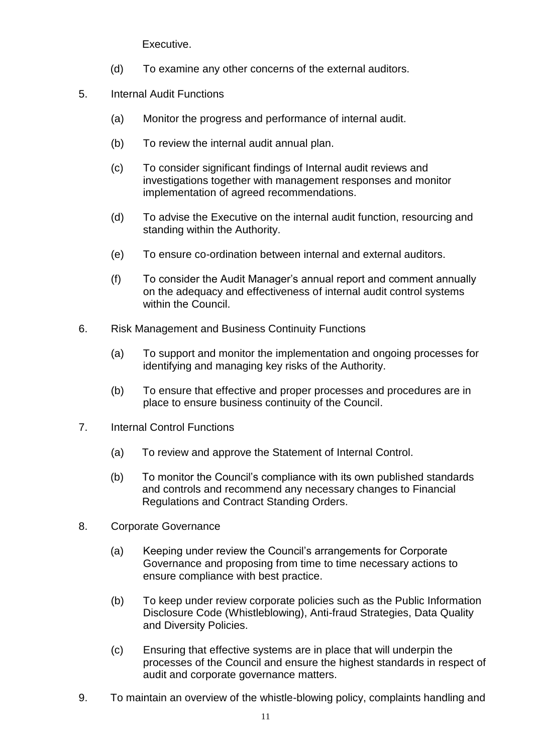Executive.

(d) To examine any other concerns of the external auditors.

5. Internal Audit Functions

   (a) Monitor the progress and performance of internal audit.

   (b) To review the internal audit annual plan.

   (c) To consider significant findings of Internal audit reviews and investigations together with management responses and monitor implementation of agreed recommendations.

   (d) To advise the Executive on the internal audit function, resourcing and standing within the Authority.

   (e) To ensure co-ordination between internal and external auditors.

   (f) To consider the Audit Manager's annual report and comment annually on the adequacy and effectiveness of internal audit control systems within the Council.

6. Risk Management and Business Continuity Functions

   (a) To support and monitor the implementation and ongoing processes for identifying and managing key risks of the Authority.

   (b) To ensure that effective and proper processes and procedures are in place to ensure business continuity of the Council.

7. Internal Control Functions

   (a) To review and approve the Statement of Internal Control.

   (b) To monitor the Council's compliance with its own published standards and controls and recommend any necessary changes to Financial Regulations and Contract Standing Orders.

8. Corporate Governance

   (a) Keeping under review the Council's arrangements for Corporate Governance and proposing from time to time necessary actions to ensure compliance with best practice.

   (b) To keep under review corporate policies such as the Public Information Disclosure Code (Whistleblowing), Anti-fraud Strategies, Data Quality and Diversity Policies.

   (c) Ensuring that effective systems are in place that will underpin the processes of the Council and ensure the highest standards in respect of audit and corporate governance matters.

9. To maintain an overview of the whistle-blowing policy, complaints handling and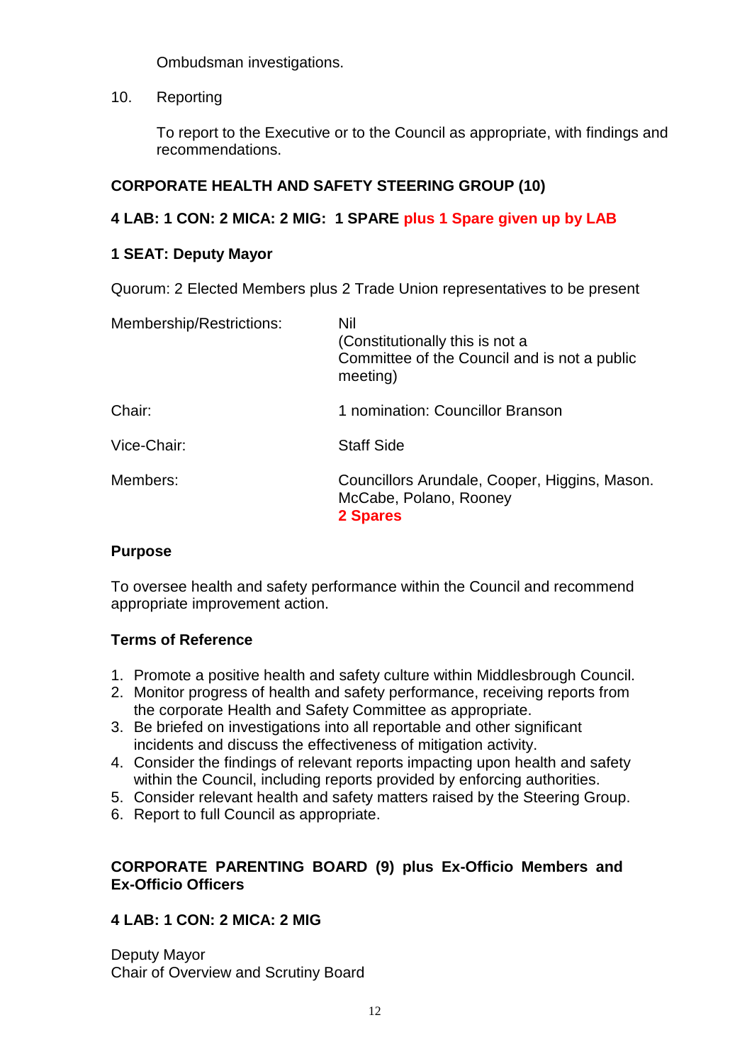Ombudsman investigations.

10. Reporting

    To report to the Executive or to the Council as appropriate, with findings and recommendations.

**CORPORATE HEALTH AND SAFETY STEERING GROUP (10)**

**4 LAB: 1 CON: 2 MICA: 2 MIG: 1 SPARE plus 1 Spare given up by LAB**

**1 SEAT: Deputy Mayor**

Quorum: 2 Elected Members plus 2 Trade Union representatives to be present

| | |
|---|---|
| Membership/Restrictions: | Nil<br>(Constitutionally this is not a Committee of the Council and is not a public meeting) |
| Chair: | 1 nomination: Councillor Branson |
| Vice-Chair: | Staff Side |
| Members: | Councillors Arundale, Cooper, Higgins, Mason. McCabe, Polano, Rooney<br>**2 Spares** |

**Purpose**

To oversee health and safety performance within the Council and recommend appropriate improvement action.

**Terms of Reference**

1. Promote a positive health and safety culture within Middlesbrough Council.
2. Monitor progress of health and safety performance, receiving reports from the corporate Health and Safety Committee as appropriate.
3. Be briefed on investigations into all reportable and other significant incidents and discuss the effectiveness of mitigation activity.
4. Consider the findings of relevant reports impacting upon health and safety within the Council, including reports provided by enforcing authorities.
5. Consider relevant health and safety matters raised by the Steering Group.
6. Report to full Council as appropriate.

**CORPORATE PARENTING BOARD (9) plus Ex-Officio Members and Ex-Officio Officers**

**4 LAB: 1 CON: 2 MICA: 2 MIG**

Deputy Mayor
Chair of Overview and Scrutiny Board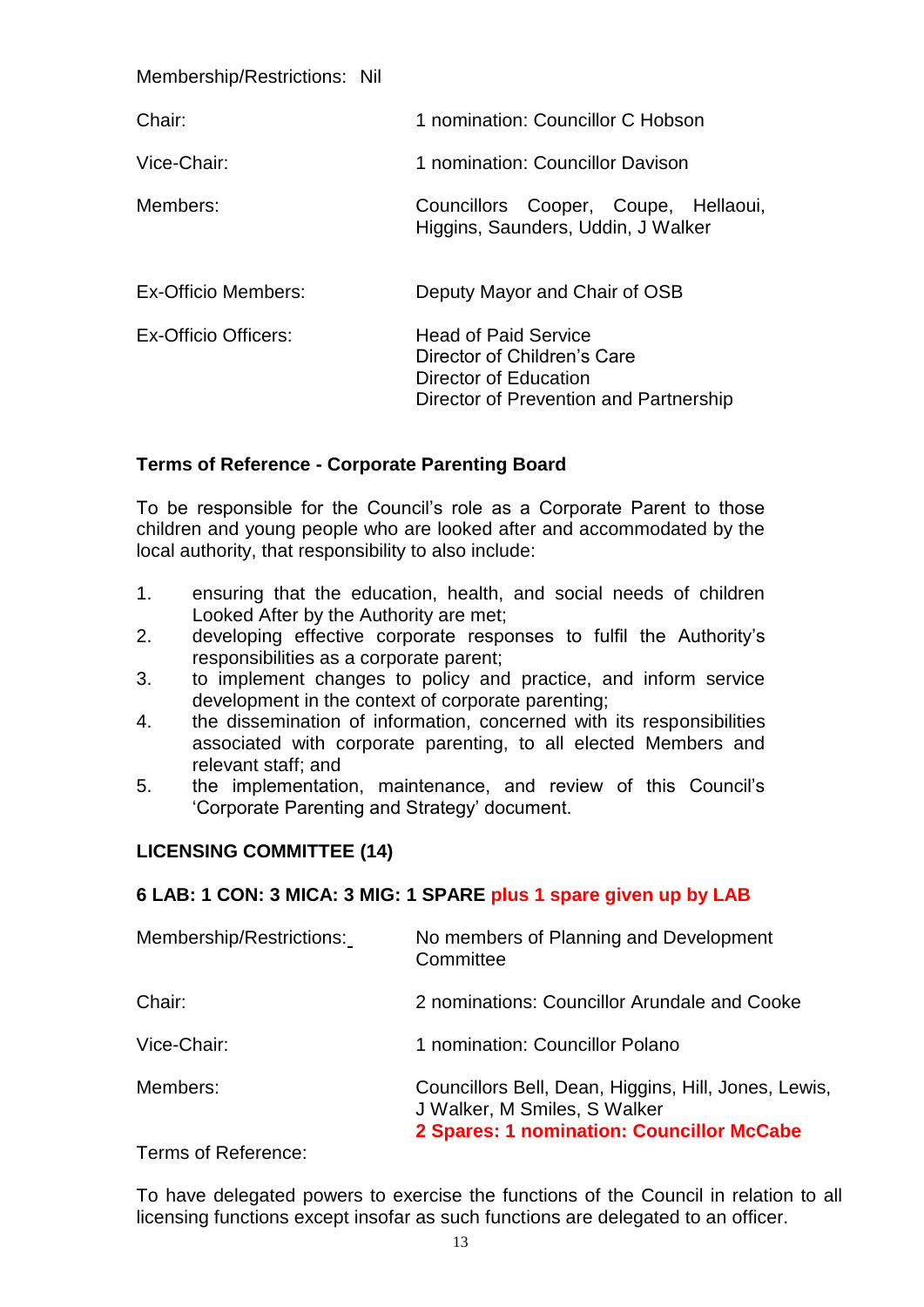| | |
|---|---|
| Membership/Restrictions: Nil | |
| Chair: | 1 nomination: Councillor C Hobson |
| Vice-Chair: | 1 nomination: Councillor Davison |
| Members: | Councillors Cooper, Coupe, Hellaoui, Higgins, Saunders, Uddin, J Walker |
| Ex-Officio Members: | Deputy Mayor and Chair of OSB |
| Ex-Officio Officers: | Head of Paid Service<br>Director of Children's Care<br>Director of Education<br>Director of Prevention and Partnership |

**Terms of Reference - Corporate Parenting Board**

To be responsible for the Council's role as a Corporate Parent to those children and young people who are looked after and accommodated by the local authority, that responsibility to also include:

1. ensuring that the education, health, and social needs of children Looked After by the Authority are met;
2. developing effective corporate responses to fulfil the Authority's responsibilities as a corporate parent;
3. to implement changes to policy and practice, and inform service development in the context of corporate parenting;
4. the dissemination of information, concerned with its responsibilities associated with corporate parenting, to all elected Members and relevant staff; and
5. the implementation, maintenance, and review of this Council's 'Corporate Parenting and Strategy' document.

**LICENSING COMMITTEE (14)**

**6 LAB: 1 CON: 3 MICA: 3 MIG: 1 SPARE plus 1 spare given up by LAB**

| | |
|---|---|
| Membership/Restrictions: | No members of Planning and Development Committee |
| Chair: | 2 nominations: Councillor Arundale and Cooke |
| Vice-Chair: | 1 nomination: Councillor Polano |
| Members: | Councillors Bell, Dean, Higgins, Hill, Jones, Lewis, J Walker, M Smiles, S Walker<br>**2 Spares: 1 nomination: Councillor McCabe** |

Terms of Reference:

To have delegated powers to exercise the functions of the Council in relation to all licensing functions except insofar as such functions are delegated to an officer.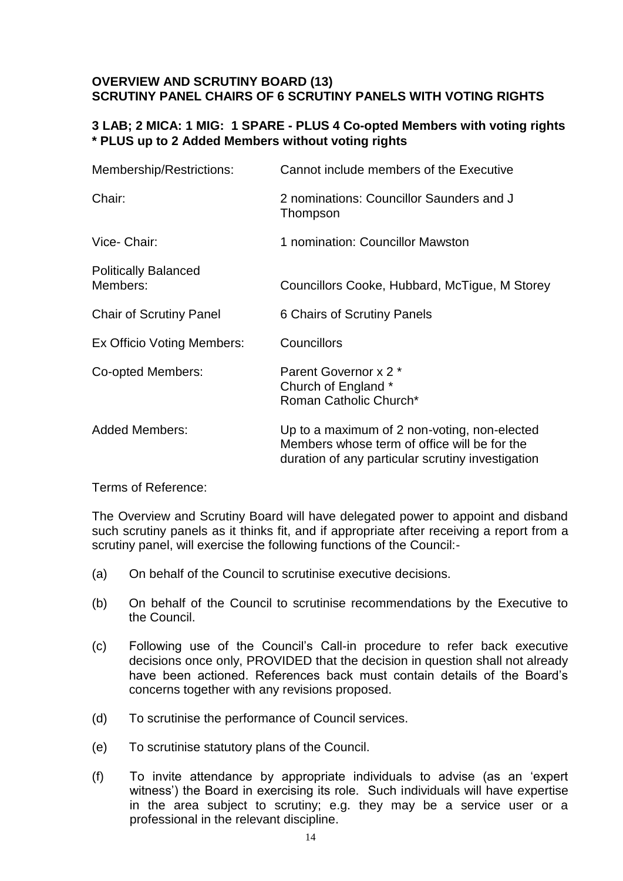**OVERVIEW AND SCRUTINY BOARD (13)**
**SCRUTINY PANEL CHAIRS OF 6 SCRUTINY PANELS WITH VOTING RIGHTS**

**3 LAB; 2 MICA: 1 MIG: 1 SPARE - PLUS 4 Co-opted Members with voting rights**
*** PLUS up to 2 Added Members without voting rights**

| | |
|---|---|
| Membership/Restrictions: | Cannot include members of the Executive |
| Chair: | 2 nominations: Councillor Saunders and J Thompson |
| Vice- Chair: | 1 nomination: Councillor Mawston |
| Politically Balanced Members: | Councillors Cooke, Hubbard, McTigue, M Storey |
| Chair of Scrutiny Panel | 6 Chairs of Scrutiny Panels |
| Ex Officio Voting Members: | Councillors |
| Co-opted Members: | Parent Governor x 2 *<br>Church of England *<br>Roman Catholic Church* |
| Added Members: | Up to a maximum of 2 non-voting, non-elected Members whose term of office will be for the duration of any particular scrutiny investigation |

Terms of Reference:

The Overview and Scrutiny Board will have delegated power to appoint and disband such scrutiny panels as it thinks fit, and if appropriate after receiving a report from a scrutiny panel, will exercise the following functions of the Council:-

(a) On behalf of the Council to scrutinise executive decisions.

(b) On behalf of the Council to scrutinise recommendations by the Executive to the Council.

(c) Following use of the Council's Call-in procedure to refer back executive decisions once only, PROVIDED that the decision in question shall not already have been actioned. References back must contain details of the Board's concerns together with any revisions proposed.

(d) To scrutinise the performance of Council services.

(e) To scrutinise statutory plans of the Council.

(f) To invite attendance by appropriate individuals to advise (as an 'expert witness') the Board in exercising its role. Such individuals will have expertise in the area subject to scrutiny; e.g. they may be a service user or a professional in the relevant discipline.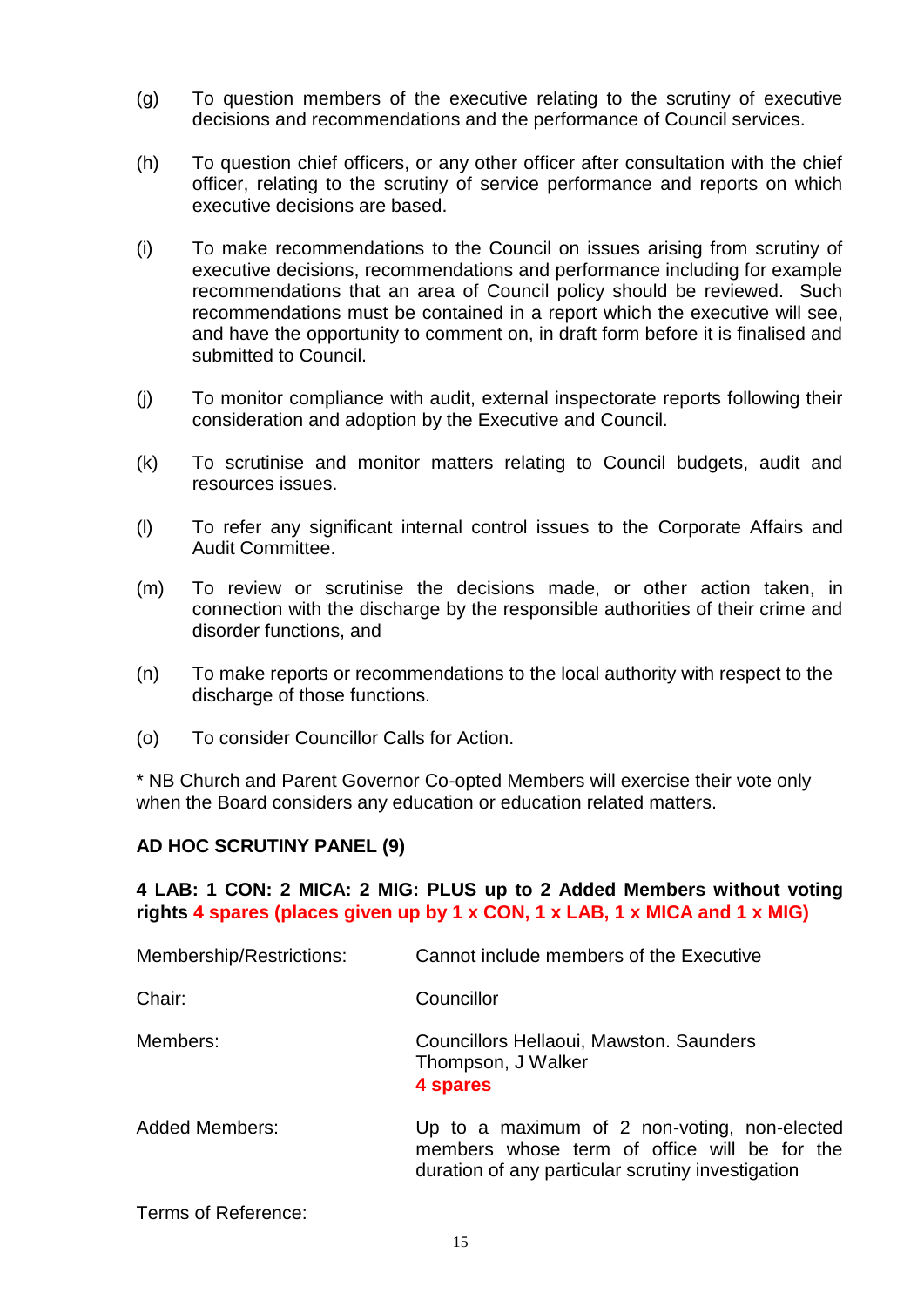(g) To question members of the executive relating to the scrutiny of executive decisions and recommendations and the performance of Council services.

(h) To question chief officers, or any other officer after consultation with the chief officer, relating to the scrutiny of service performance and reports on which executive decisions are based.

(i) To make recommendations to the Council on issues arising from scrutiny of executive decisions, recommendations and performance including for example recommendations that an area of Council policy should be reviewed. Such recommendations must be contained in a report which the executive will see, and have the opportunity to comment on, in draft form before it is finalised and submitted to Council.

(j) To monitor compliance with audit, external inspectorate reports following their consideration and adoption by the Executive and Council.

(k) To scrutinise and monitor matters relating to Council budgets, audit and resources issues.

(l) To refer any significant internal control issues to the Corporate Affairs and Audit Committee.

(m) To review or scrutinise the decisions made, or other action taken, in connection with the discharge by the responsible authorities of their crime and disorder functions, and

(n) To make reports or recommendations to the local authority with respect to the discharge of those functions.

(o) To consider Councillor Calls for Action.

* NB Church and Parent Governor Co-opted Members will exercise their vote only when the Board considers any education or education related matters.

**AD HOC SCRUTINY PANEL (9)**

**4 LAB: 1 CON: 2 MICA: 2 MIG: PLUS up to 2 Added Members without voting rights 4 spares (places given up by 1 x CON, 1 x LAB, 1 x MICA and 1 x MIG)**

Membership/Restrictions: Cannot include members of the Executive

Chair: Councillor

Members: Councillors Hellaoui, Mawston. Saunders Thompson, J Walker
**4 spares**

Added Members: Up to a maximum of 2 non-voting, non-elected members whose term of office will be for the duration of any particular scrutiny investigation

Terms of Reference: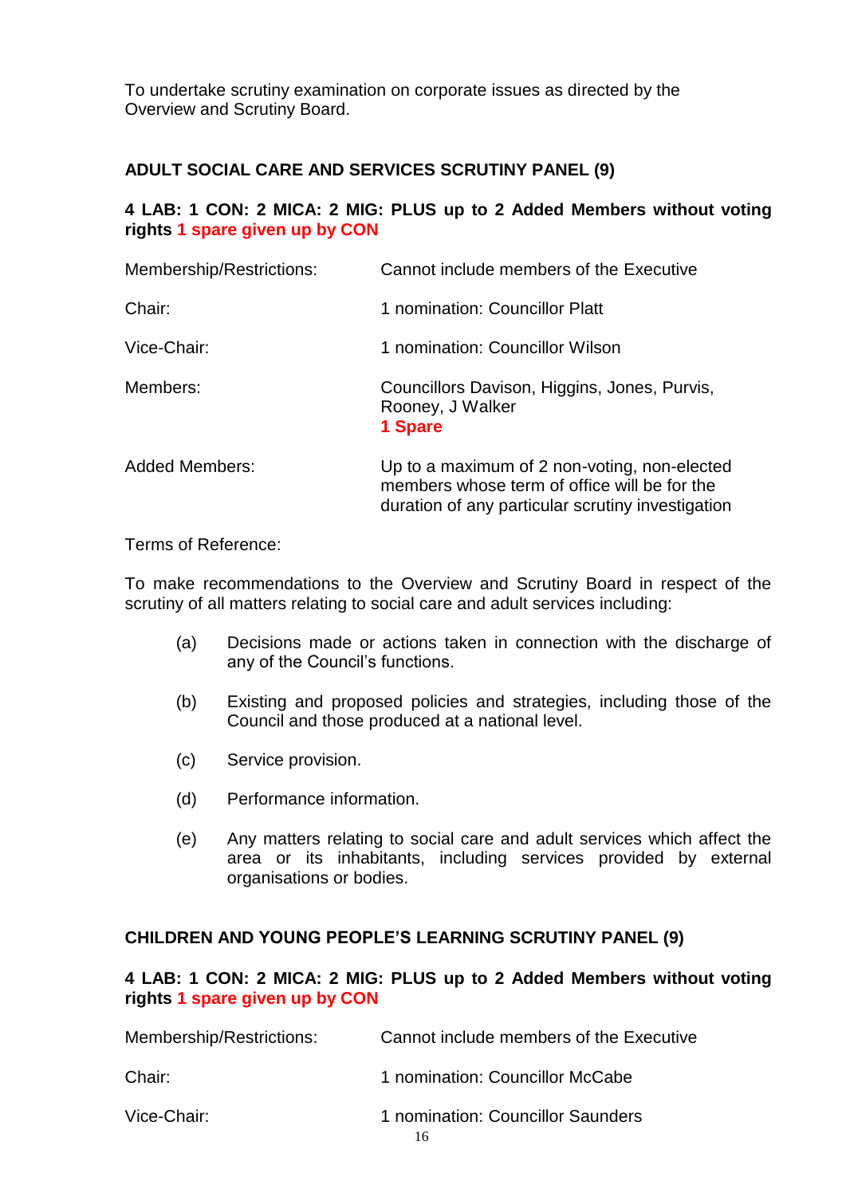To undertake scrutiny examination on corporate issues as directed by the Overview and Scrutiny Board.

### ADULT SOCIAL CARE AND SERVICES SCRUTINY PANEL (9)

**4 LAB: 1 CON: 2 MICA: 2 MIG: PLUS up to 2 Added Members without voting rights 1 spare given up by CON**

| | |
|---|---|
| Membership/Restrictions: | Cannot include members of the Executive |
| Chair: | 1 nomination: Councillor Platt |
| Vice-Chair: | 1 nomination: Councillor Wilson |
| Members: | Councillors Davison, Higgins, Jones, Purvis, Rooney, J Walker **1 Spare** |
| Added Members: | Up to a maximum of 2 non-voting, non-elected members whose term of office will be for the duration of any particular scrutiny investigation |

Terms of Reference:

To make recommendations to the Overview and Scrutiny Board in respect of the scrutiny of all matters relating to social care and adult services including:

(a) Decisions made or actions taken in connection with the discharge of any of the Council's functions.

(b) Existing and proposed policies and strategies, including those of the Council and those produced at a national level.

(c) Service provision.

(d) Performance information.

(e) Any matters relating to social care and adult services which affect the area or its inhabitants, including services provided by external organisations or bodies.

### CHILDREN AND YOUNG PEOPLE'S LEARNING SCRUTINY PANEL (9)

**4 LAB: 1 CON: 2 MICA: 2 MIG: PLUS up to 2 Added Members without voting rights 1 spare given up by CON**

| | |
|---|---|
| Membership/Restrictions: | Cannot include members of the Executive |
| Chair: | 1 nomination: Councillor McCabe |
| Vice-Chair: | 1 nomination: Councillor Saunders |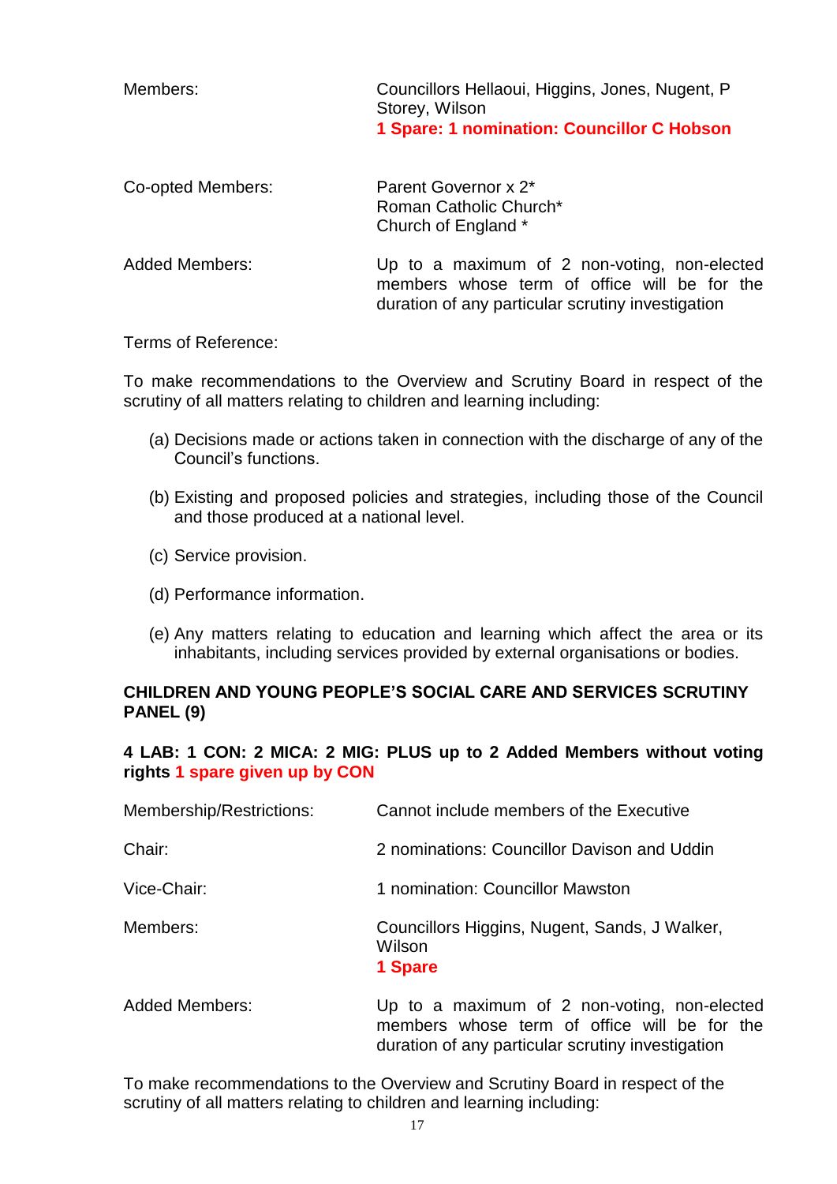| | |
|---|---|
| Members: | Councillors Hellaoui, Higgins, Jones, Nugent, P Storey, Wilson<br>**1 Spare: 1 nomination: Councillor C Hobson** |
| Co-opted Members: | Parent Governor x 2*<br>Roman Catholic Church*<br>Church of England * |
| Added Members: | Up to a maximum of 2 non-voting, non-elected members whose term of office will be for the duration of any particular scrutiny investigation |

Terms of Reference:

To make recommendations to the Overview and Scrutiny Board in respect of the scrutiny of all matters relating to children and learning including:

(a) Decisions made or actions taken in connection with the discharge of any of the Council's functions.

(b) Existing and proposed policies and strategies, including those of the Council and those produced at a national level.

(c) Service provision.

(d) Performance information.

(e) Any matters relating to education and learning which affect the area or its inhabitants, including services provided by external organisations or bodies.

**CHILDREN AND YOUNG PEOPLE'S SOCIAL CARE AND SERVICES SCRUTINY PANEL (9)**

**4 LAB: 1 CON: 2 MICA: 2 MIG: PLUS up to 2 Added Members without voting rights 1 spare given up by CON**

| | |
|---|---|
| Membership/Restrictions: | Cannot include members of the Executive |
| Chair: | 2 nominations: Councillor Davison and Uddin |
| Vice-Chair: | 1 nomination: Councillor Mawston |
| Members: | Councillors Higgins, Nugent, Sands, J Walker, Wilson<br>**1 Spare** |
| Added Members: | Up to a maximum of 2 non-voting, non-elected members whose term of office will be for the duration of any particular scrutiny investigation |

To make recommendations to the Overview and Scrutiny Board in respect of the scrutiny of all matters relating to children and learning including: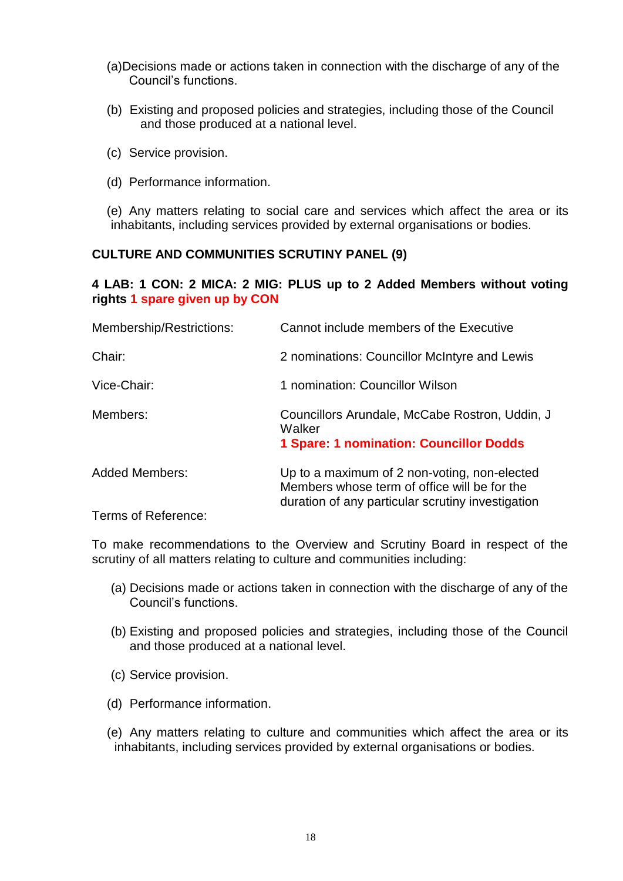(a) Decisions made or actions taken in connection with the discharge of any of the Council's functions.

(b) Existing and proposed policies and strategies, including those of the Council and those produced at a national level.

(c) Service provision.

(d) Performance information.

(e) Any matters relating to social care and services which affect the area or its inhabitants, including services provided by external organisations or bodies.

**CULTURE AND COMMUNITIES SCRUTINY PANEL (9)**

**4 LAB: 1 CON: 2 MICA: 2 MIG: PLUS up to 2 Added Members without voting rights 1 spare given up by CON**

| | |
|---|---|
| Membership/Restrictions: | Cannot include members of the Executive |
| Chair: | 2 nominations: Councillor McIntyre and Lewis |
| Vice-Chair: | 1 nomination: Councillor Wilson |
| Members: | Councillors Arundale, McCabe Rostron, Uddin, J Walker<br>**1 Spare: 1 nomination: Councillor Dodds** |
| Added Members: | Up to a maximum of 2 non-voting, non-elected Members whose term of office will be for the duration of any particular scrutiny investigation |

Terms of Reference:

To make recommendations to the Overview and Scrutiny Board in respect of the scrutiny of all matters relating to culture and communities including:

(a) Decisions made or actions taken in connection with the discharge of any of the Council's functions.

(b) Existing and proposed policies and strategies, including those of the Council and those produced at a national level.

(c) Service provision.

(d) Performance information.

(e) Any matters relating to culture and communities which affect the area or its inhabitants, including services provided by external organisations or bodies.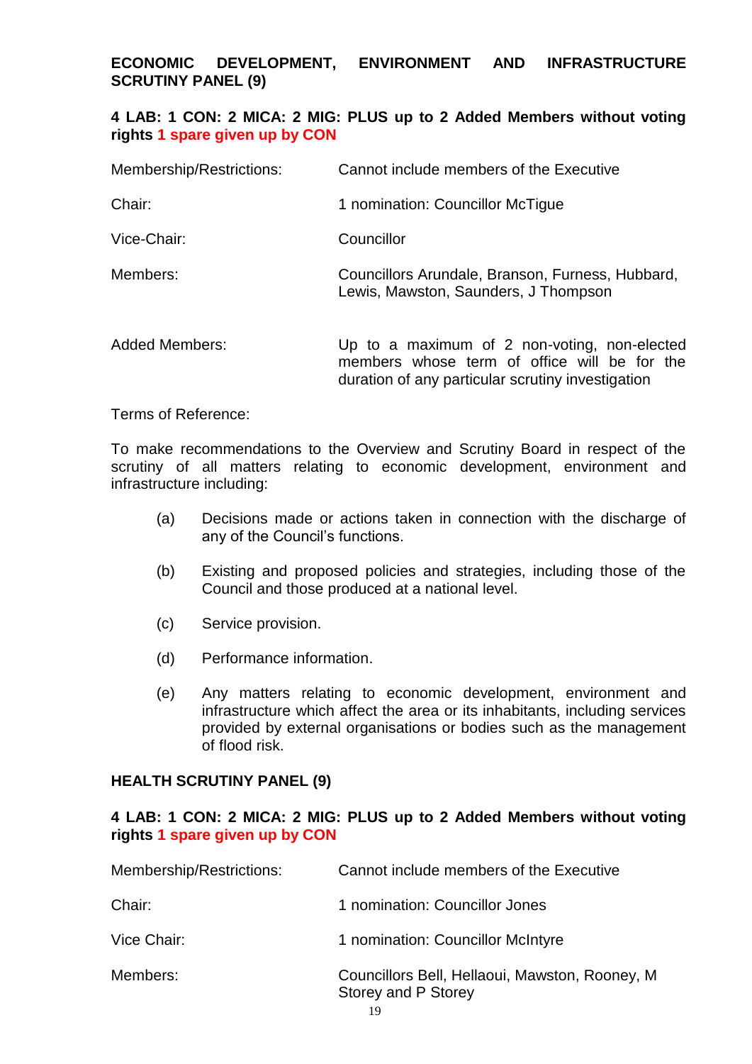**ECONOMIC DEVELOPMENT, ENVIRONMENT AND INFRASTRUCTURE SCRUTINY PANEL (9)**

**4 LAB: 1 CON: 2 MICA: 2 MIG: PLUS up to 2 Added Members without voting rights 1 spare given up by CON**

| | |
|---|---|
| Membership/Restrictions: | Cannot include members of the Executive |
| Chair: | 1 nomination: Councillor McTigue |
| Vice-Chair: | Councillor |
| Members: | Councillors Arundale, Branson, Furness, Hubbard, Lewis, Mawston, Saunders, J Thompson |
| Added Members: | Up to a maximum of 2 non-voting, non-elected members whose term of office will be for the duration of any particular scrutiny investigation |

Terms of Reference:

To make recommendations to the Overview and Scrutiny Board in respect of the scrutiny of all matters relating to economic development, environment and infrastructure including:

(a) Decisions made or actions taken in connection with the discharge of any of the Council's functions.

(b) Existing and proposed policies and strategies, including those of the Council and those produced at a national level.

(c) Service provision.

(d) Performance information.

(e) Any matters relating to economic development, environment and infrastructure which affect the area or its inhabitants, including services provided by external organisations or bodies such as the management of flood risk.

**HEALTH SCRUTINY PANEL (9)**

**4 LAB: 1 CON: 2 MICA: 2 MIG: PLUS up to 2 Added Members without voting rights 1 spare given up by CON**

| | |
|---|---|
| Membership/Restrictions: | Cannot include members of the Executive |
| Chair: | 1 nomination: Councillor Jones |
| Vice Chair: | 1 nomination: Councillor McIntyre |
| Members: | Councillors Bell, Hellaoui, Mawston, Rooney, M Storey and P Storey |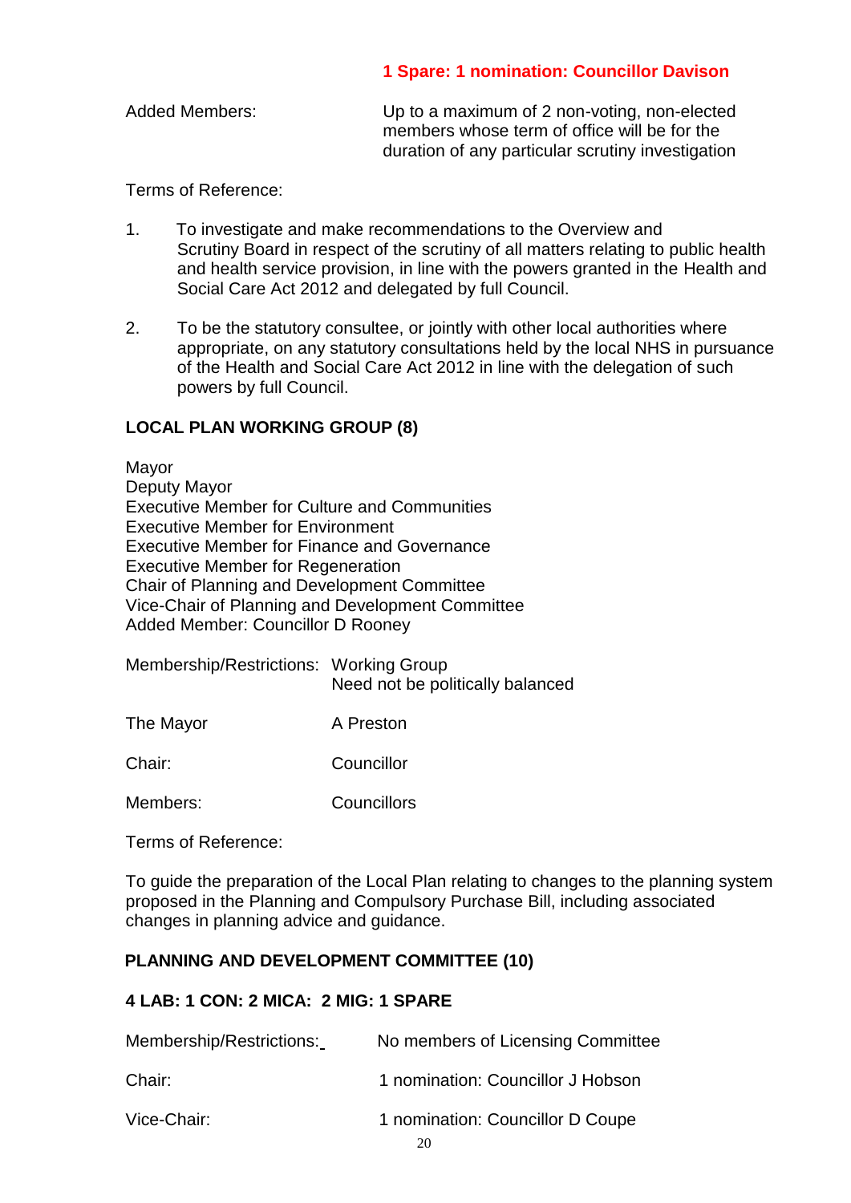**1 Spare: 1 nomination: Councillor Davison**

| | |
|---|---|
| Added Members: | Up to a maximum of 2 non-voting, non-elected members whose term of office will be for the duration of any particular scrutiny investigation |

Terms of Reference:

1. To investigate and make recommendations to the Overview and Scrutiny Board in respect of the scrutiny of all matters relating to public health and health service provision, in line with the powers granted in the Health and Social Care Act 2012 and delegated by full Council.

2. To be the statutory consultee, or jointly with other local authorities where appropriate, on any statutory consultations held by the local NHS in pursuance of the Health and Social Care Act 2012 in line with the delegation of such powers by full Council.

**LOCAL PLAN WORKING GROUP (8)**

Mayor
Deputy Mayor
Executive Member for Culture and Communities
Executive Member for Environment
Executive Member for Finance and Governance
Executive Member for Regeneration
Chair of Planning and Development Committee
Vice-Chair of Planning and Development Committee
Added Member: Councillor D Rooney

| | |
|---|---|
| Membership/Restrictions: | Working Group<br>Need not be politically balanced |
| The Mayor | A Preston |
| Chair: | Councillor |
| Members: | Councillors |

Terms of Reference:

To guide the preparation of the Local Plan relating to changes to the planning system proposed in the Planning and Compulsory Purchase Bill, including associated changes in planning advice and guidance.

**PLANNING AND DEVELOPMENT COMMITTEE (10)**

**4 LAB: 1 CON: 2 MICA: 2 MIG: 1 SPARE**

| | |
|---|---|
| Membership/Restrictions: | No members of Licensing Committee |
| Chair: | 1 nomination: Councillor J Hobson |
| Vice-Chair: | 1 nomination: Councillor D Coupe |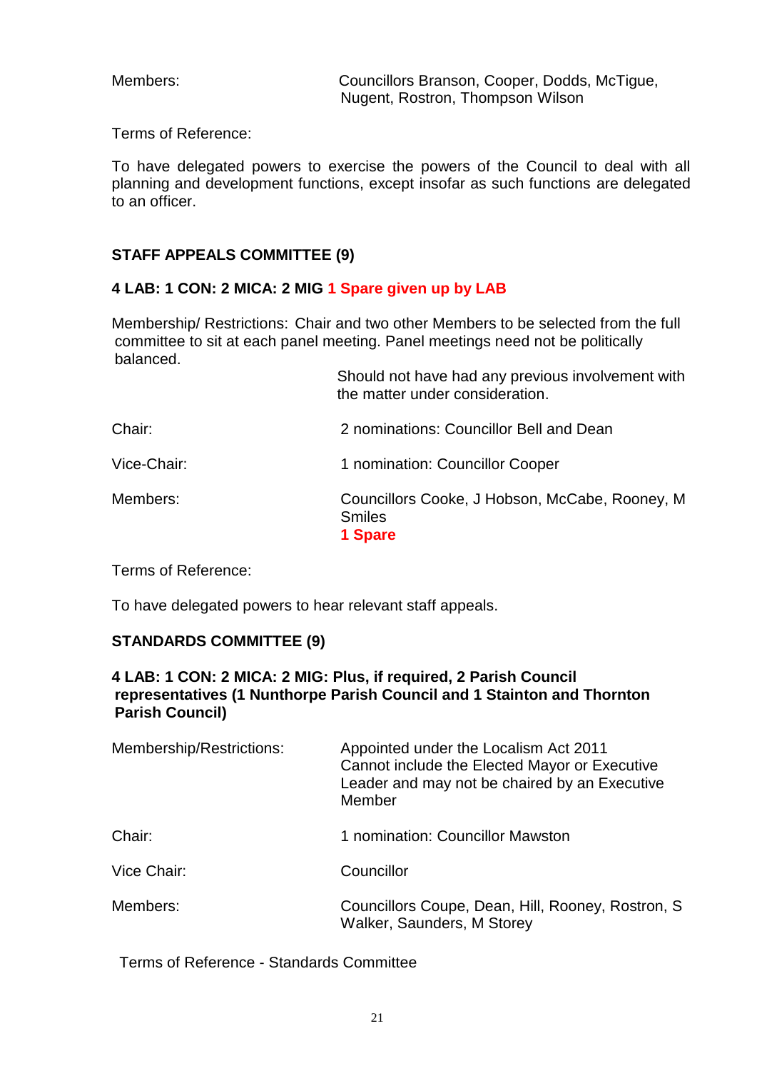Members: Councillors Branson, Cooper, Dodds, McTigue, Nugent, Rostron, Thompson Wilson

Terms of Reference:

To have delegated powers to exercise the powers of the Council to deal with all planning and development functions, except insofar as such functions are delegated to an officer.

**STAFF APPEALS COMMITTEE (9)**

**4 LAB: 1 CON: 2 MICA: 2 MIG 1 Spare given up by LAB**

Membership/ Restrictions: Chair and two other Members to be selected from the full committee to sit at each panel meeting. Panel meetings need not be politically balanced.

Should not have had any previous involvement with the matter under consideration.

Chair: 2 nominations: Councillor Bell and Dean

Vice-Chair: 1 nomination: Councillor Cooper

Members: Councillors Cooke, J Hobson, McCabe, Rooney, M Smiles
**1 Spare**

Terms of Reference:

To have delegated powers to hear relevant staff appeals.

**STANDARDS COMMITTEE (9)**

**4 LAB: 1 CON: 2 MICA: 2 MIG: Plus, if required, 2 Parish Council representatives (1 Nunthorpe Parish Council and 1 Stainton and Thornton Parish Council)**

Membership/Restrictions: Appointed under the Localism Act 2011
Cannot include the Elected Mayor or Executive Leader and may not be chaired by an Executive Member

Chair: 1 nomination: Councillor Mawston

Vice Chair: Councillor

Members: Councillors Coupe, Dean, Hill, Rooney, Rostron, S Walker, Saunders, M Storey

Terms of Reference - Standards Committee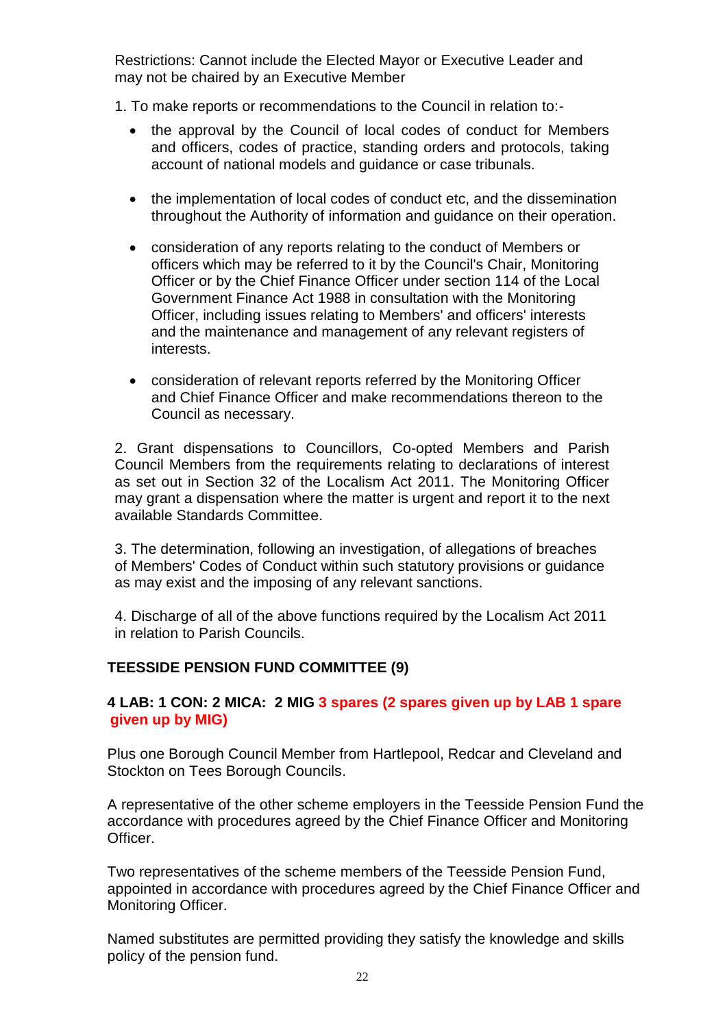Restrictions: Cannot include the Elected Mayor or Executive Leader and may not be chaired by an Executive Member

1. To make reports or recommendations to the Council in relation to:-

- the approval by the Council of local codes of conduct for Members and officers, codes of practice, standing orders and protocols, taking account of national models and guidance or case tribunals.

- the implementation of local codes of conduct etc, and the dissemination throughout the Authority of information and guidance on their operation.

- consideration of any reports relating to the conduct of Members or officers which may be referred to it by the Council's Chair, Monitoring Officer or by the Chief Finance Officer under section 114 of the Local Government Finance Act 1988 in consultation with the Monitoring Officer, including issues relating to Members' and officers' interests and the maintenance and management of any relevant registers of interests.

- consideration of relevant reports referred by the Monitoring Officer and Chief Finance Officer and make recommendations thereon to the Council as necessary.

2. Grant dispensations to Councillors, Co-opted Members and Parish Council Members from the requirements relating to declarations of interest as set out in Section 32 of the Localism Act 2011. The Monitoring Officer may grant a dispensation where the matter is urgent and report it to the next available Standards Committee.

3. The determination, following an investigation, of allegations of breaches of Members' Codes of Conduct within such statutory provisions or guidance as may exist and the imposing of any relevant sanctions.

4. Discharge of all of the above functions required by the Localism Act 2011 in relation to Parish Councils.

**TEESSIDE PENSION FUND COMMITTEE (9)**

**4 LAB: 1 CON: 2 MICA: 2 MIG 3 spares (2 spares given up by LAB 1 spare given up by MIG)**

Plus one Borough Council Member from Hartlepool, Redcar and Cleveland and Stockton on Tees Borough Councils.

A representative of the other scheme employers in the Teesside Pension Fund the accordance with procedures agreed by the Chief Finance Officer and Monitoring Officer.

Two representatives of the scheme members of the Teesside Pension Fund, appointed in accordance with procedures agreed by the Chief Finance Officer and Monitoring Officer.

Named substitutes are permitted providing they satisfy the knowledge and skills policy of the pension fund.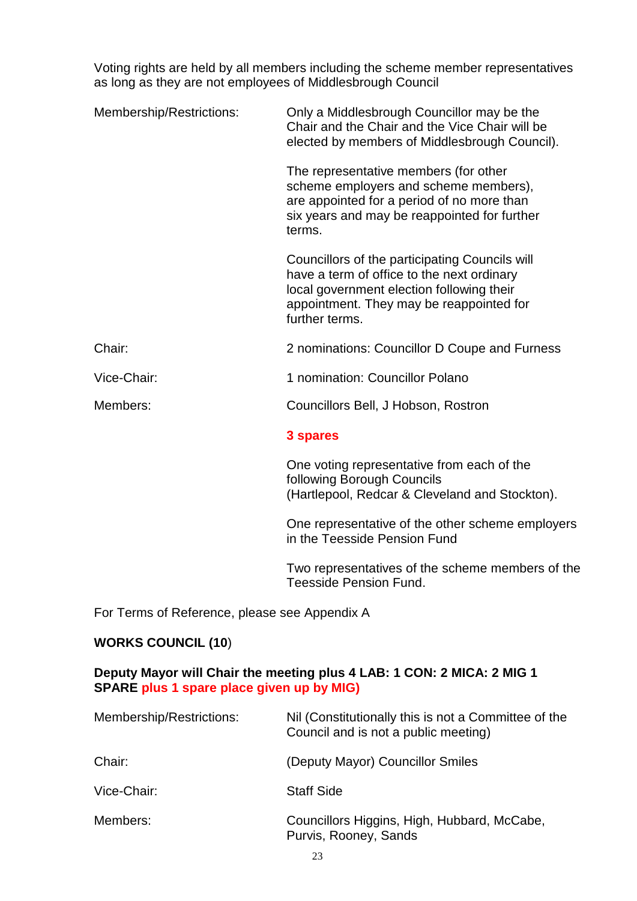Voting rights are held by all members including the scheme member representatives as long as they are not employees of Middlesbrough Council

| | |
|---|---|
| Membership/Restrictions: | Only a Middlesbrough Councillor may be the Chair and the Chair and the Vice Chair will be elected by members of Middlesbrough Council).<br><br>The representative members (for other scheme employers and scheme members), are appointed for a period of no more than six years and may be reappointed for further terms.<br><br>Councillors of the participating Councils will have a term of office to the next ordinary local government election following their appointment. They may be reappointed for further terms. |
| Chair: | 2 nominations: Councillor D Coupe and Furness |
| Vice-Chair: | 1 nomination: Councillor Polano |
| Members: | Councillors Bell, J Hobson, Rostron<br><br>**3 spares**<br><br>One voting representative from each of the following Borough Councils (Hartlepool, Redcar & Cleveland and Stockton).<br><br>One representative of the other scheme employers in the Teesside Pension Fund<br><br>Two representatives of the scheme members of the Teesside Pension Fund. |

For Terms of Reference, please see Appendix A

**WORKS COUNCIL (10)**

**Deputy Mayor will Chair the meeting plus 4 LAB: 1 CON: 2 MICA: 2 MIG 1 SPARE plus 1 spare place given up by MIG)**

| | |
|---|---|
| Membership/Restrictions: | Nil (Constitutionally this is not a Committee of the Council and is not a public meeting) |
| Chair: | (Deputy Mayor) Councillor Smiles |
| Vice-Chair: | Staff Side |
| Members: | Councillors Higgins, High, Hubbard, McCabe, Purvis, Rooney, Sands |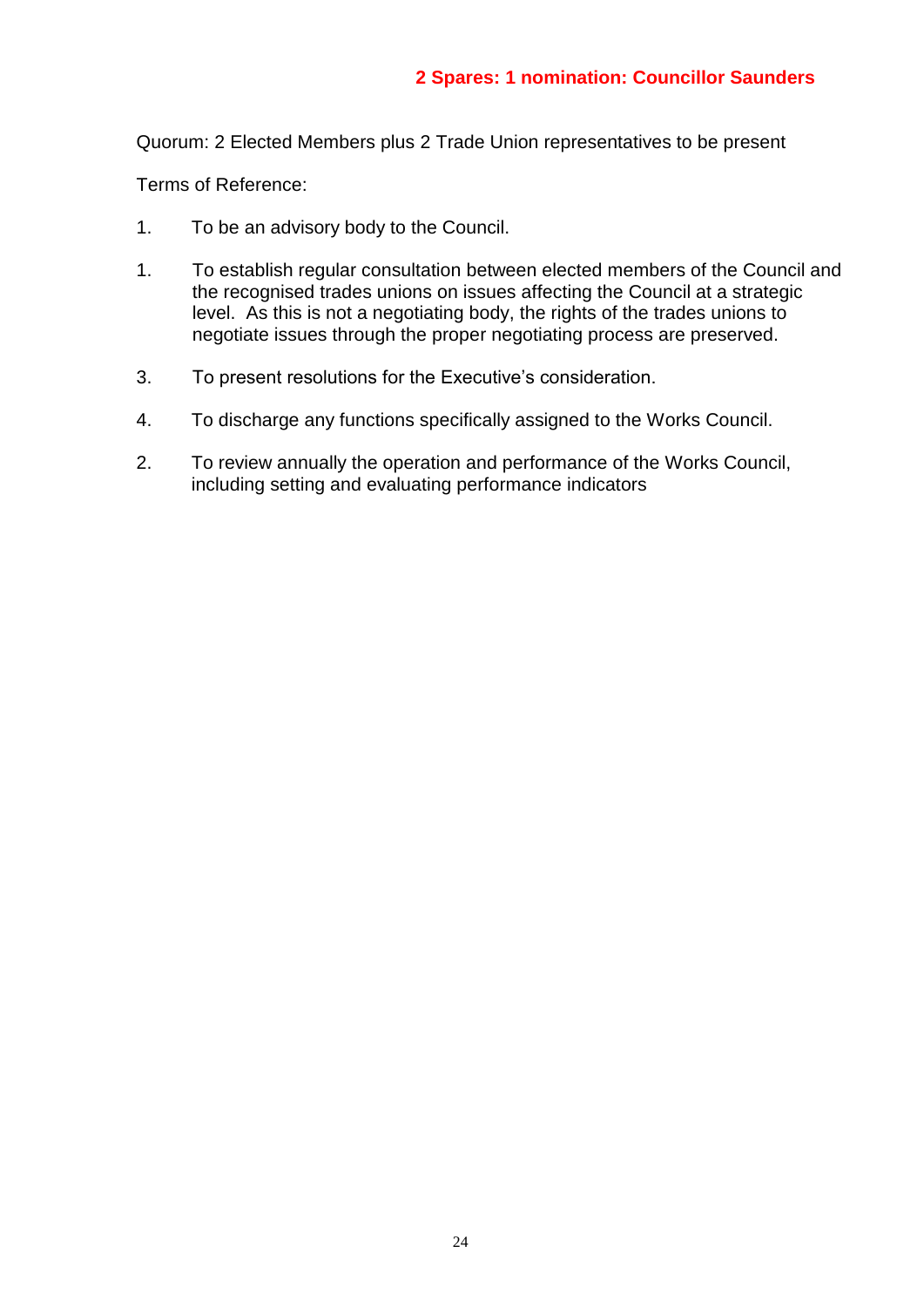**2 Spares: 1 nomination: Councillor Saunders**

Quorum: 2 Elected Members plus 2 Trade Union representatives to be present

Terms of Reference:

1. To be an advisory body to the Council.

1. To establish regular consultation between elected members of the Council and the recognised trades unions on issues affecting the Council at a strategic level. As this is not a negotiating body, the rights of the trades unions to negotiate issues through the proper negotiating process are preserved.

3. To present resolutions for the Executive's consideration.

4. To discharge any functions specifically assigned to the Works Council.

2. To review annually the operation and performance of the Works Council, including setting and evaluating performance indicators